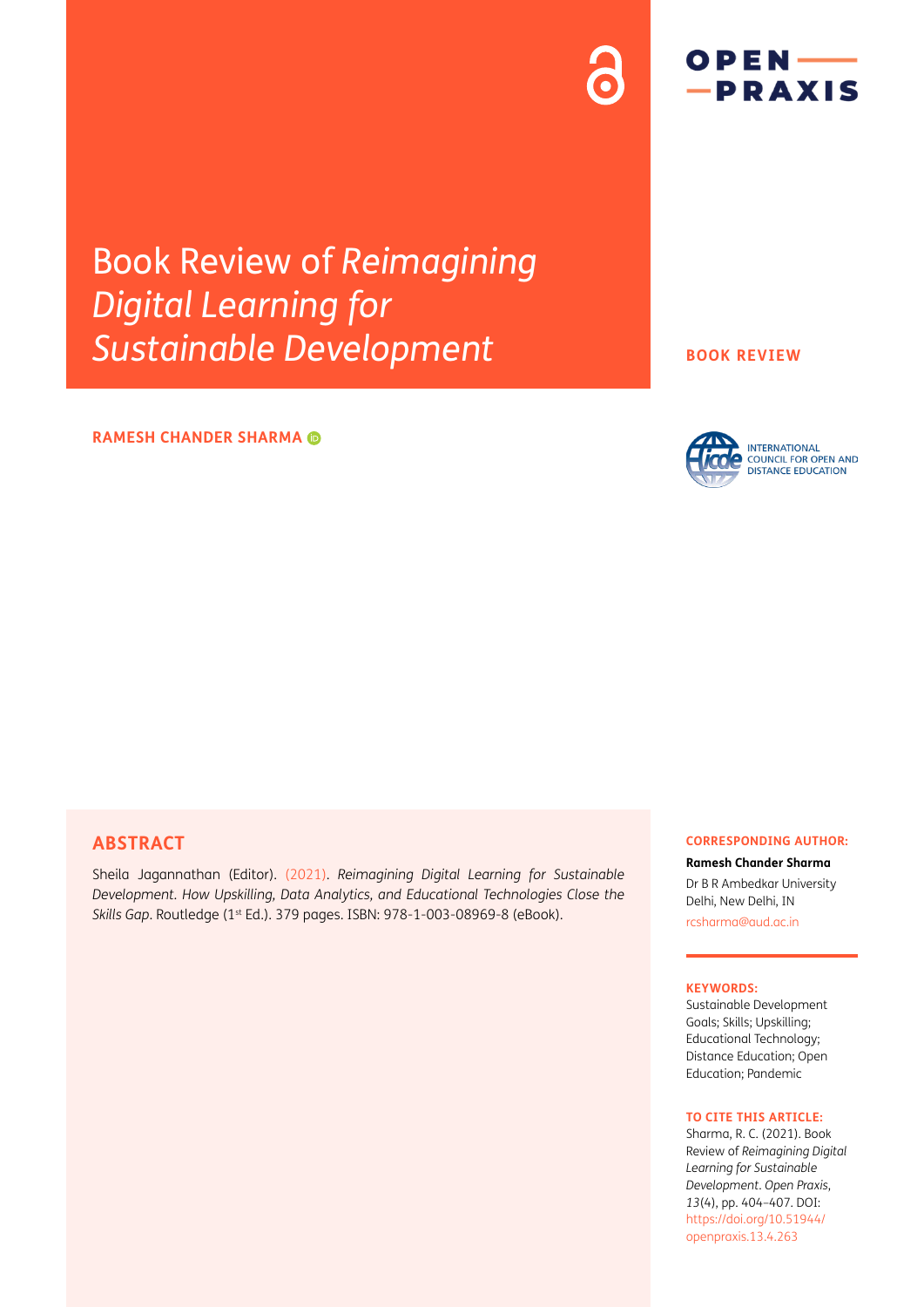# Book Review of *Reimagining Digital Learning for Sustainable Development*

**BOOK REVIEW**

**RAMESH CHANDER SHARMA**

INTERNATIONAL COUNCIL FOR OPEN AND DISTANCE EDUCATION

## ABSTRACT

Sheila Jagannathan (Editor). (2021). *Reimagining Digital Learning for Sustainable Development. How Upskilling, Data Analytics, and Educational Technologies Close the Skills Gap*. Routledge (1st Ed.). 379 pages. ISBN: 978-1-003-08969-8 (eBook).

**CORRESPONDING AUTHOR:**

**Ramesh Chander Sharma**

Dr B R Ambedkar University Delhi, New Delhi, IN

rcsharma@aud.ac.in

**KEYWORDS:**

Sustainable Development Goals; Skills; Upskilling; Educational Technology; Distance Education; Open Education; Pandemic

**TO CITE THIS ARTICLE:**

Sharma, R. C. (2021). Book Review of *Reimagining Digital Learning for Sustainable Development*. *Open Praxis*, *13*(4), pp. 404–407. DOI: https://doi.org/10.51944/openpraxis.13.4.263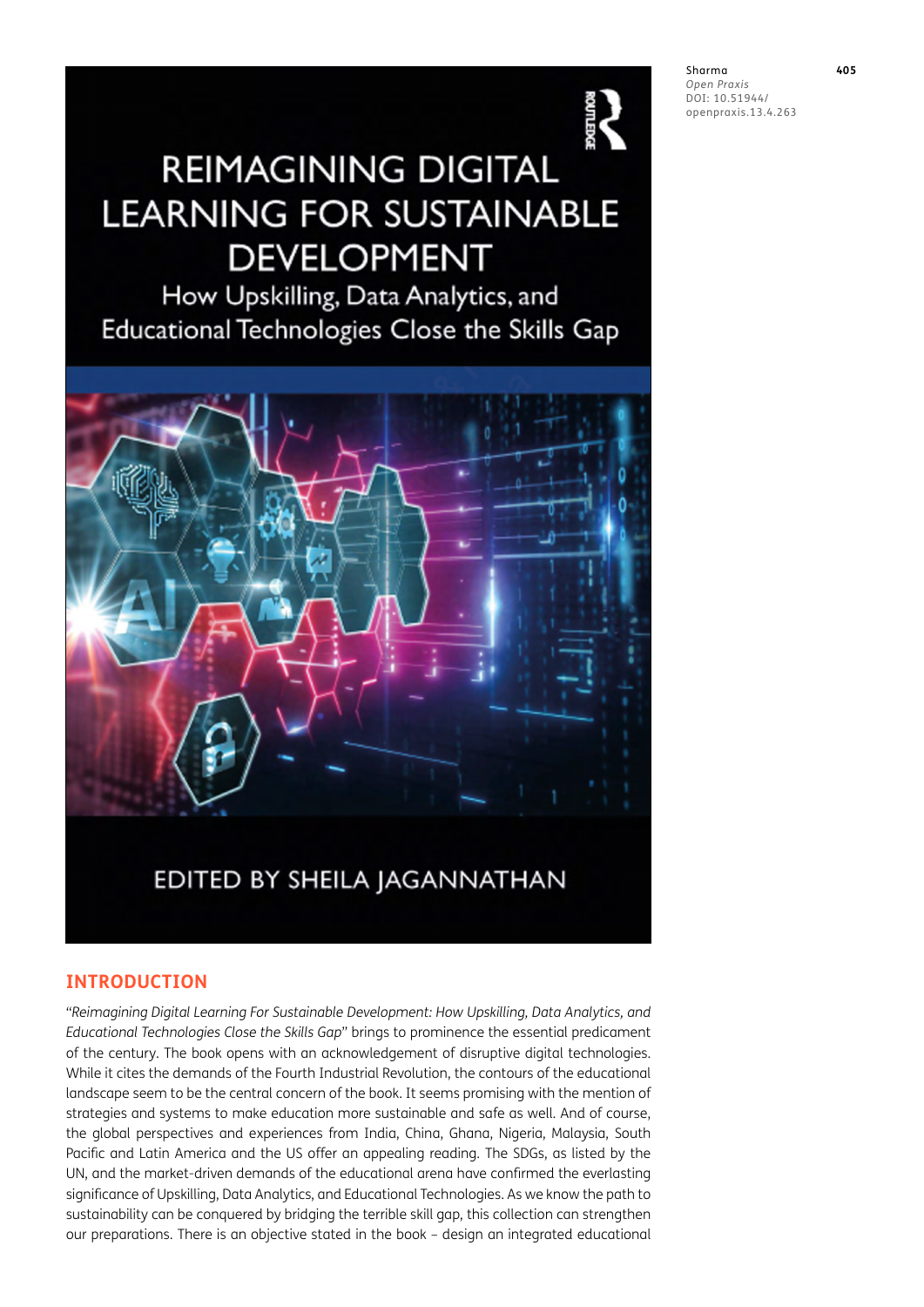# INTRODUCTION

"*Reimagining Digital Learning For Sustainable Development: How Upskilling, Data Analytics, and Educational Technologies Close the Skills Gap*" brings to prominence the essential predicament of the century. The book opens with an acknowledgement of disruptive digital technologies. While it cites the demands of the Fourth Industrial Revolution, the contours of the educational landscape seem to be the central concern of the book. It seems promising with the mention of strategies and systems to make education more sustainable and safe as well. And of course, the global perspectives and experiences from India, China, Ghana, Nigeria, Malaysia, South Pacific and Latin America and the US offer an appealing reading. The SDGs, as listed by the UN, and the market-driven demands of the educational arena have confirmed the everlasting significance of Upskilling, Data Analytics, and Educational Technologies. As we know the path to sustainability can be conquered by bridging the terrible skill gap, this collection can strengthen our preparations. There is an objective stated in the book – design an integrated educational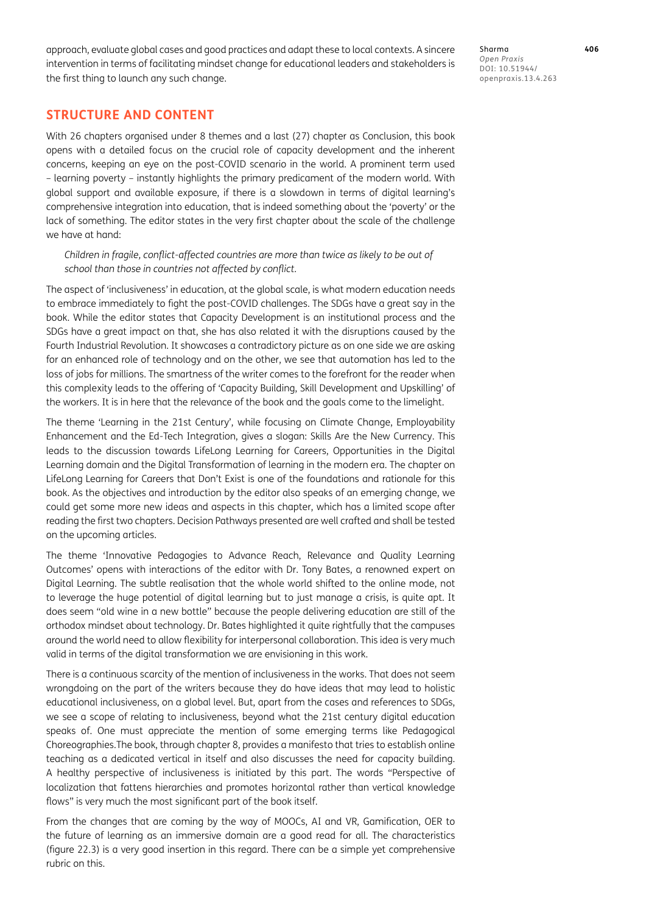approach, evaluate global cases and good practices and adapt these to local contexts. A sincere intervention in terms of facilitating mindset change for educational leaders and stakeholders is the first thing to launch any such change.

## STRUCTURE AND CONTENT

With 26 chapters organised under 8 themes and a last (27) chapter as Conclusion, this book opens with a detailed focus on the crucial role of capacity development and the inherent concerns, keeping an eye on the post-COVID scenario in the world. A prominent term used – learning poverty – instantly highlights the primary predicament of the modern world. With global support and available exposure, if there is a slowdown in terms of digital learning's comprehensive integration into education, that is indeed something about the 'poverty' or the lack of something. The editor states in the very first chapter about the scale of the challenge we have at hand:

> *Children in fragile, conflict-affected countries are more than twice as likely to be out of school than those in countries not affected by conflict.*

The aspect of 'inclusiveness' in education, at the global scale, is what modern education needs to embrace immediately to fight the post-COVID challenges. The SDGs have a great say in the book. While the editor states that Capacity Development is an institutional process and the SDGs have a great impact on that, she has also related it with the disruptions caused by the Fourth Industrial Revolution. It showcases a contradictory picture as on one side we are asking for an enhanced role of technology and on the other, we see that automation has led to the loss of jobs for millions. The smartness of the writer comes to the forefront for the reader when this complexity leads to the offering of 'Capacity Building, Skill Development and Upskilling' of the workers. It is in here that the relevance of the book and the goals come to the limelight.

The theme 'Learning in the 21st Century', while focusing on Climate Change, Employability Enhancement and the Ed-Tech Integration, gives a slogan: Skills Are the New Currency. This leads to the discussion towards LifeLong Learning for Careers, Opportunities in the Digital Learning domain and the Digital Transformation of learning in the modern era. The chapter on LifeLong Learning for Careers that Don't Exist is one of the foundations and rationale for this book. As the objectives and introduction by the editor also speaks of an emerging change, we could get some more new ideas and aspects in this chapter, which has a limited scope after reading the first two chapters. Decision Pathways presented are well crafted and shall be tested on the upcoming articles.

The theme 'Innovative Pedagogies to Advance Reach, Relevance and Quality Learning Outcomes' opens with interactions of the editor with Dr. Tony Bates, a renowned expert on Digital Learning. The subtle realisation that the whole world shifted to the online mode, not to leverage the huge potential of digital learning but to just manage a crisis, is quite apt. It does seem "old wine in a new bottle" because the people delivering education are still of the orthodox mindset about technology. Dr. Bates highlighted it quite rightfully that the campuses around the world need to allow flexibility for interpersonal collaboration. This idea is very much valid in terms of the digital transformation we are envisioning in this work.

There is a continuous scarcity of the mention of inclusiveness in the works. That does not seem wrongdoing on the part of the writers because they do have ideas that may lead to holistic educational inclusiveness, on a global level. But, apart from the cases and references to SDGs, we see a scope of relating to inclusiveness, beyond what the 21st century digital education speaks of. One must appreciate the mention of some emerging terms like Pedagogical Choreographies.The book, through chapter 8, provides a manifesto that tries to establish online teaching as a dedicated vertical in itself and also discusses the need for capacity building. A healthy perspective of inclusiveness is initiated by this part. The words "Perspective of localization that fattens hierarchies and promotes horizontal rather than vertical knowledge flows" is very much the most significant part of the book itself.

From the changes that are coming by the way of MOOCs, AI and VR, Gamification, OER to the future of learning as an immersive domain are a good read for all. The characteristics (figure 22.3) is a very good insertion in this regard. There can be a simple yet comprehensive rubric on this.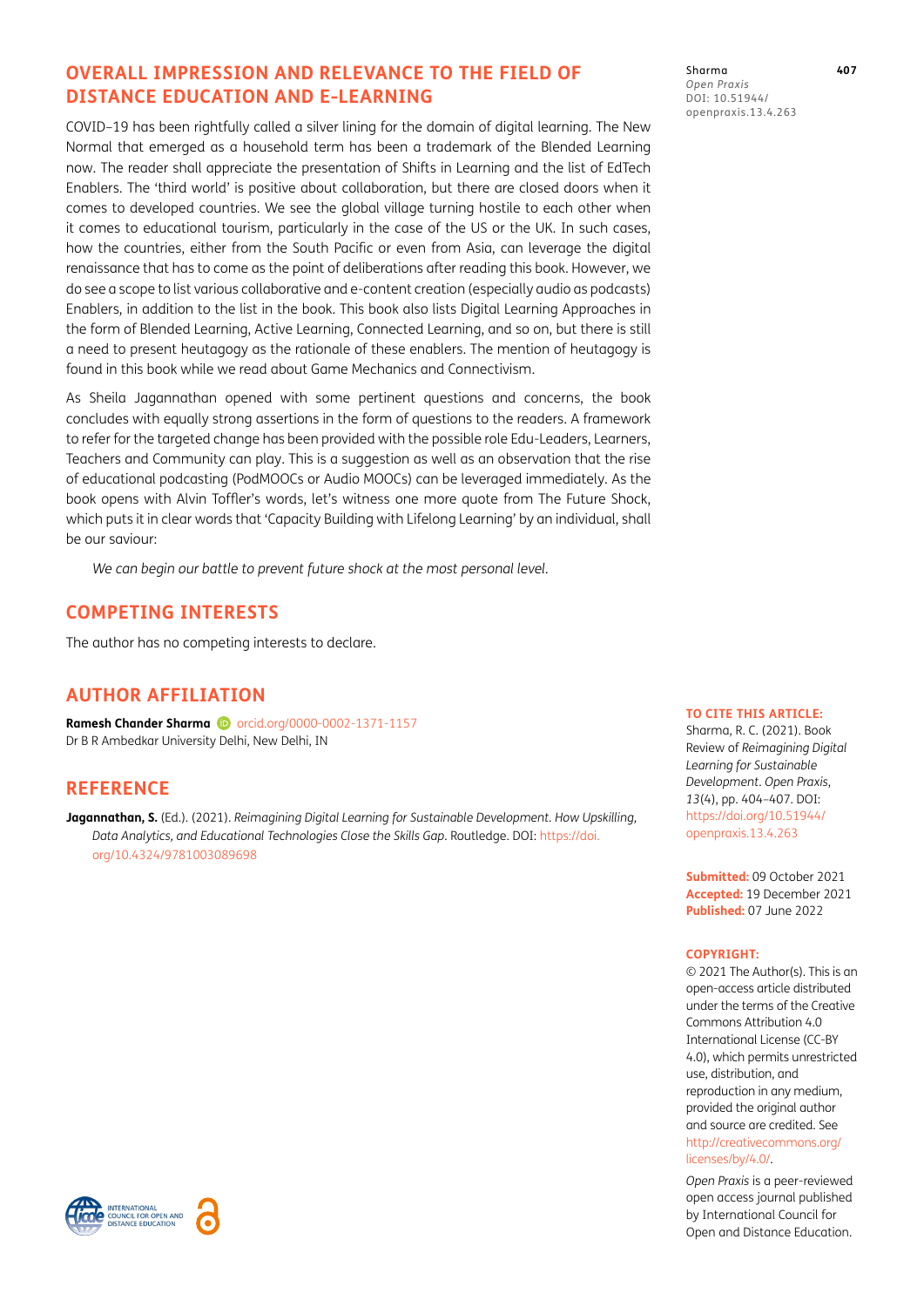## OVERALL IMPRESSION AND RELEVANCE TO THE FIELD OF DISTANCE EDUCATION AND E-LEARNING

COVID–19 has been rightfully called a silver lining for the domain of digital learning. The New Normal that emerged as a household term has been a trademark of the Blended Learning now. The reader shall appreciate the presentation of Shifts in Learning and the list of EdTech Enablers. The 'third world' is positive about collaboration, but there are closed doors when it comes to developed countries. We see the global village turning hostile to each other when it comes to educational tourism, particularly in the case of the US or the UK. In such cases, how the countries, either from the South Pacific or even from Asia, can leverage the digital renaissance that has to come as the point of deliberations after reading this book. However, we do see a scope to list various collaborative and e-content creation (especially audio as podcasts) Enablers, in addition to the list in the book. This book also lists Digital Learning Approaches in the form of Blended Learning, Active Learning, Connected Learning, and so on, but there is still a need to present heutagogy as the rationale of these enablers. The mention of heutagogy is found in this book while we read about Game Mechanics and Connectivism.

As Sheila Jagannathan opened with some pertinent questions and concerns, the book concludes with equally strong assertions in the form of questions to the readers. A framework to refer for the targeted change has been provided with the possible role Edu-Leaders, Learners, Teachers and Community can play. This is a suggestion as well as an observation that the rise of educational podcasting (PodMOOCs or Audio MOOCs) can be leveraged immediately. As the book opens with Alvin Toffler's words, let's witness one more quote from The Future Shock, which puts it in clear words that 'Capacity Building with Lifelong Learning' by an individual, shall be our saviour:

> *We can begin our battle to prevent future shock at the most personal level.*

## COMPETING INTERESTS

The author has no competing interests to declare.

## AUTHOR AFFILIATION

**Ramesh Chander Sharma** orcid.org/0000-0002-1371-1157
Dr B R Ambedkar University Delhi, New Delhi, IN

## REFERENCE

**Jagannathan, S.** (Ed.). (2021). *Reimagining Digital Learning for Sustainable Development. How Upskilling, Data Analytics, and Educational Technologies Close the Skills Gap*. Routledge. DOI: https://doi.org/10.4324/9781003089698

**TO CITE THIS ARTICLE:**
Sharma, R. C. (2021). Book Review of *Reimagining Digital Learning for Sustainable Development*. *Open Praxis*, *13*(4), pp. 404–407. DOI: https://doi.org/10.51944/openpraxis.13.4.263

**Submitted:** 09 October 2021
**Accepted:** 19 December 2021
**Published:** 07 June 2022

**COPYRIGHT:**
© 2021 The Author(s). This is an open-access article distributed under the terms of the Creative Commons Attribution 4.0 International License (CC-BY 4.0), which permits unrestricted use, distribution, and reproduction in any medium, provided the original author and source are credited. See http://creativecommons.org/licenses/by/4.0/.

*Open Praxis* is a peer-reviewed open access journal published by International Council for Open and Distance Education.